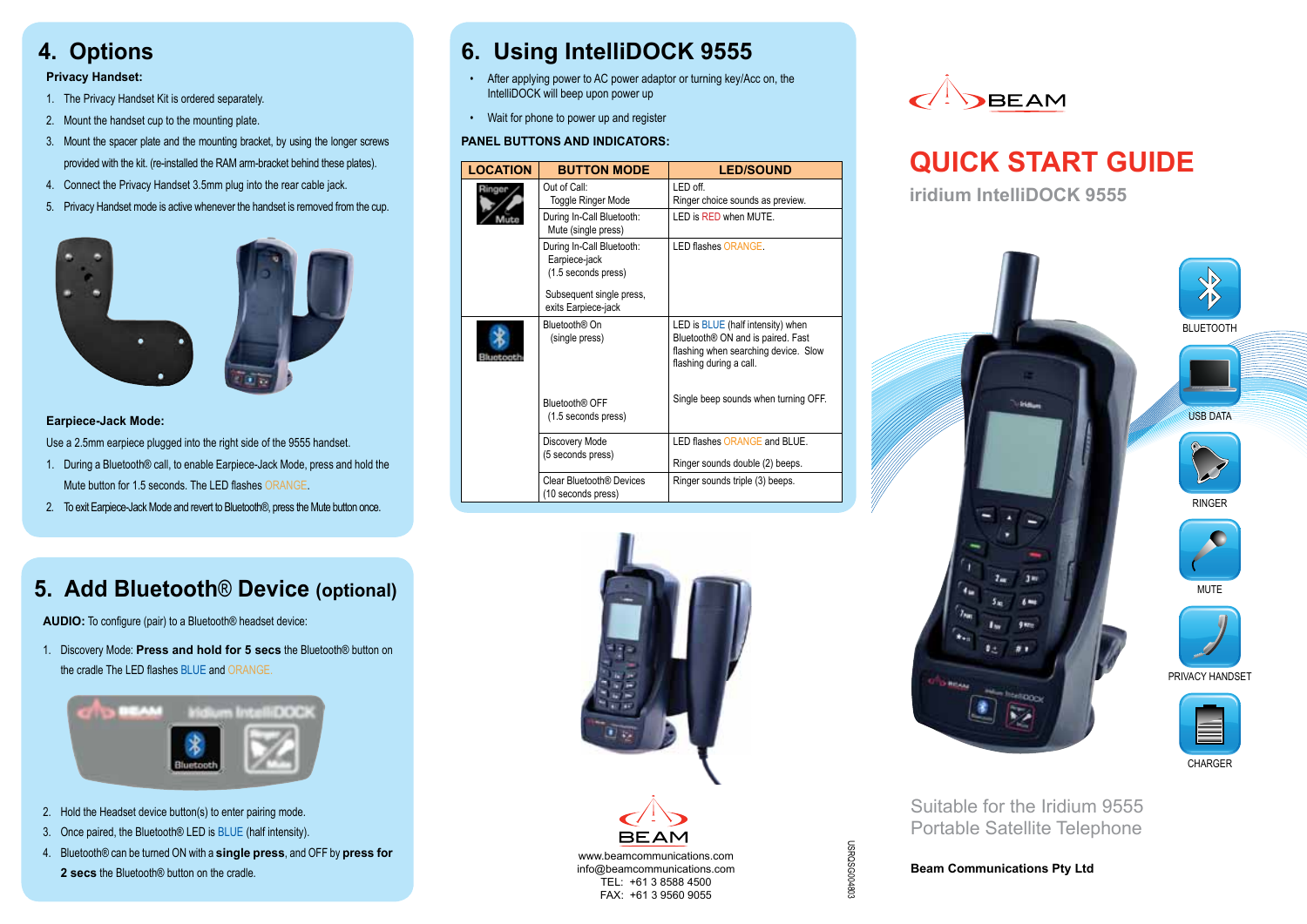## 4. Options

**Privacy Handset:**

1. The Privacy Handset Kit is ordered separately.
2. Mount the handset cup to the mounting plate.
3. Mount the spacer plate and the mounting bracket, by using the longer screws provided with the kit. (re-installed the RAM arm-bracket behind these plates).
4. Connect the Privacy Handset 3.5mm plug into the rear cable jack.
5. Privacy Handset mode is active whenever the handset is removed from the cup.

**Earpiece-Jack Mode:**

Use a 2.5mm earpiece plugged into the right side of the 9555 handset.

1. During a Bluetooth® call, to enable Earpiece-Jack Mode, press and hold the Mute button for 1.5 seconds. The LED flashes ORANGE.
2. To exit Earpiece-Jack Mode and revert to Bluetooth®, press the Mute button once.

## 5. Add Bluetooth® Device (optional)

**AUDIO:** To configure (pair) to a Bluetooth® headset device:

1. Discovery Mode: **Press and hold for 5 secs** the Bluetooth® button on the cradle The LED flashes BLUE and ORANGE.
2. Hold the Headset device button(s) to enter pairing mode.
3. Once paired, the Bluetooth® LED is BLUE (half intensity).
4. Bluetooth® can be turned ON with a **single press**, and OFF by **press for 2 secs** the Bluetooth® button on the cradle.

## 6. Using IntelliDOCK 9555

- After applying power to AC power adaptor or turning key/Acc on, the IntelliDOCK will beep upon power up
- Wait for phone to power up and register

**PANEL BUTTONS AND INDICATORS:**

| LOCATION | BUTTON MODE | LED/SOUND |
|---|---|---|
| Ringer / Mute | Out of Call: Toggle Ringer Mode | LED off. Ringer choice sounds as preview. |
| | During In-Call Bluetooth: Mute (single press) | LED is RED when MUTE. |
| | During In-Call Bluetooth: Earpiece-jack (1.5 seconds press) Subsequent single press, exits Earpiece-jack | LED flashes ORANGE. |
| Bluetooth | Bluetooth® On (single press) Bluetooth® OFF (1.5 seconds press) | LED is BLUE (half intensity) when Bluetooth® ON and is paired. Fast flashing when searching device. Slow flashing during a call. Single beep sounds when turning OFF. |
| | Discovery Mode (5 seconds press) | LED flashes ORANGE and BLUE. Ringer sounds double (2) beeps. |
| | Clear Bluetooth® Devices (10 seconds press) | Ringer sounds triple (3) beeps. |

BEAM

www.beamcommunications.com
info@beamcommunications.com
TEL: +61 3 8588 4500
FAX: +61 3 9560 9055

USRQSG00403

BEAM

# QUICK START GUIDE

**iridium IntelliDOCK 9555**

BLUETOOTH

USB DATA

RINGER

MUTE

PRIVACY HANDSET

CHARGER

Suitable for the Iridium 9555 Portable Satellite Telephone

**Beam Communications Pty Ltd**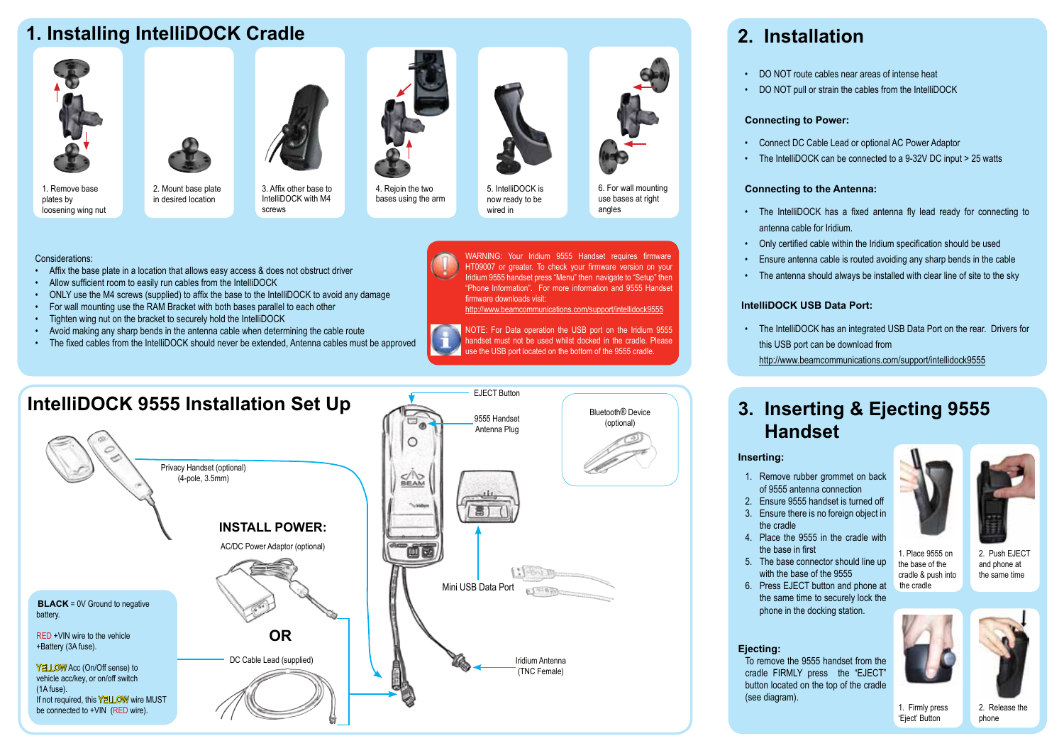# 1. Installing IntelliDOCK Cradle

1. Remove base plates by loosening wing nut
2. Mount base plate in desired location
3. Affix other base to IntelliDOCK with M4 screws
4. Rejoin the two bases using the arm
5. IntelliDOCK is now ready to be wired in
6. For wall mounting use bases at right angles

Considerations:

- Affix the base plate in a location that allows easy access & does not obstruct driver
- Allow sufficient room to easily run cables from the IntelliDOCK
- ONLY use the M4 screws (supplied) to affix the base to the IntelliDOCK to avoid any damage
- For wall mounting use the RAM Bracket with both bases parallel to each other
- Tighten wing nut on the bracket to securely hold the IntelliDOCK
- Avoid making any sharp bends in the antenna cable when determining the cable route
- The fixed cables from the IntelliDOCK should never be extended, Antenna cables must be approved

WARNING: Your Iridium 9555 Handset requires firmware HT09007 or greater. To check your firmware version on your Iridium 9555 handset press "Menu" then navigate to "Setup" then "Phone Information". For more information and 9555 Handset firmware downloads visit: http://www.beamcommunications.com/support/intellidock9555

NOTE: For Data operation the USB port on the Iridium 9555 handset must not be used whilst docked in the cradle. Please use the USB port located on the bottom of the 9555 cradle.

# 2. Installation

- DO NOT route cables near areas of intense heat
- DO NOT pull or strain the cables from the IntelliDOCK

### Connecting to Power:

- Connect DC Cable Lead or optional AC Power Adaptor
- The IntelliDOCK can be connected to a 9-32V DC input > 25 watts

### Connecting to the Antenna:

- The IntelliDOCK has a fixed antenna fly lead ready for connecting to antenna cable for Iridium.
- Only certified cable within the Iridium specification should be used
- Ensure antenna cable is routed avoiding any sharp bends in the cable
- The antenna should always be installed with clear line of site to the sky

### IntelliDOCK USB Data Port:

- The IntelliDOCK has an integrated USB Data Port on the rear. Drivers for this USB port can be download from http://www.beamcommunications.com/support/intellidock9555

# IntelliDOCK 9555 Installation Set Up

EJECT Button

9555 Handset Antenna Plug

Bluetooth® Device (optional)

Privacy Handset (optional) (4-pole, 3.5mm)

## INSTALL POWER:

AC/DC Power Adaptor (optional)

**OR**

DC Cable Lead (supplied)

Mini USB Data Port

Iridium Antenna (TNC Female)

**BLACK** = 0V Ground to negative battery.

RED +VIN wire to the vehicle +Battery (3A fuse).

YELLOW Acc (On/Off sense) to vehicle acc/key, or on/off switch (1A fuse).
If not required, this YELLOW wire MUST be connected to +VIN (RED wire).

# 3. Inserting & Ejecting 9555 Handset

### Inserting:

1. Remove rubber grommet on back of 9555 antenna connection
2. Ensure 9555 handset is turned off
3. Ensure there is no foreign object in the cradle
4. Place the 9555 in the cradle with the base in first
5. The base connector should line up with the base of the 9555
6. Press EJECT button and phone at the same time to securely lock the phone in the docking station.

1. Place 9555 on the base of the cradle & push into the cradle

2. Push EJECT and phone at the same time

### Ejecting:

To remove the 9555 handset from the cradle FIRMLY press the "EJECT" button located on the top of the cradle (see diagram).

1. Firmly press 'Eject' Button

2. Release the phone